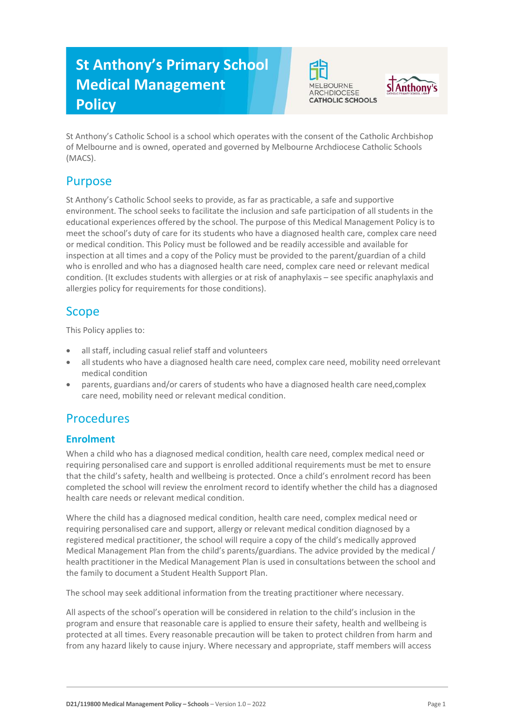# St Anthony's Primary School Medical Management Policy

St Anthony's Catholic School is a school which operates with the consent of the Catholic Archbishop of Melbourne and is owned, operated and governed by Melbourne Archdiocese Catholic Schools (MACS).

## Purpose

St Anthony's Catholic School seeks to provide, as far as practicable, a safe and supportive environment. The school seeks to facilitate the inclusion and safe participation of all students in the educational experiences offered by the school. The purpose of this Medical Management Policy is to meet the school's duty of care for its students who have a diagnosed health care, complex care need or medical condition. This Policy must be followed and be readily accessible and available for inspection at all times and a copy of the Policy must be provided to the parent/guardian of a child who is enrolled and who has a diagnosed health care need, complex care need or relevant medical condition. (It excludes students with allergies or at risk of anaphylaxis – see specific anaphylaxis and allergies policy for requirements for those conditions).

## Scope

This Policy applies to:

- all staff, including casual relief staff and volunteers
- all students who have a diagnosed health care need, complex care need, mobility need orrelevant medical condition
- parents, guardians and/or carers of students who have a diagnosed health care need,complex care need, mobility need or relevant medical condition.

## Procedures

### Enrolment

When a child who has a diagnosed medical condition, health care need, complex medical need or requiring personalised care and support is enrolled additional requirements must be met to ensure that the child's safety, health and wellbeing is protected. Once a child's enrolment record has been completed the school will review the enrolment record to identify whether the child has a diagnosed health care needs or relevant medical condition.

Where the child has a diagnosed medical condition, health care need, complex medical need or requiring personalised care and support, allergy or relevant medical condition diagnosed by a registered medical practitioner, the school will require a copy of the child's medically approved Medical Management Plan from the child's parents/guardians. The advice provided by the medical / health practitioner in the Medical Management Plan is used in consultations between the school and the family to document a Student Health Support Plan.

The school may seek additional information from the treating practitioner where necessary.

All aspects of the school's operation will be considered in relation to the child's inclusion in the program and ensure that reasonable care is applied to ensure their safety, health and wellbeing is protected at all times. Every reasonable precaution will be taken to protect children from harm and from any hazard likely to cause injury. Where necessary and appropriate, staff members will access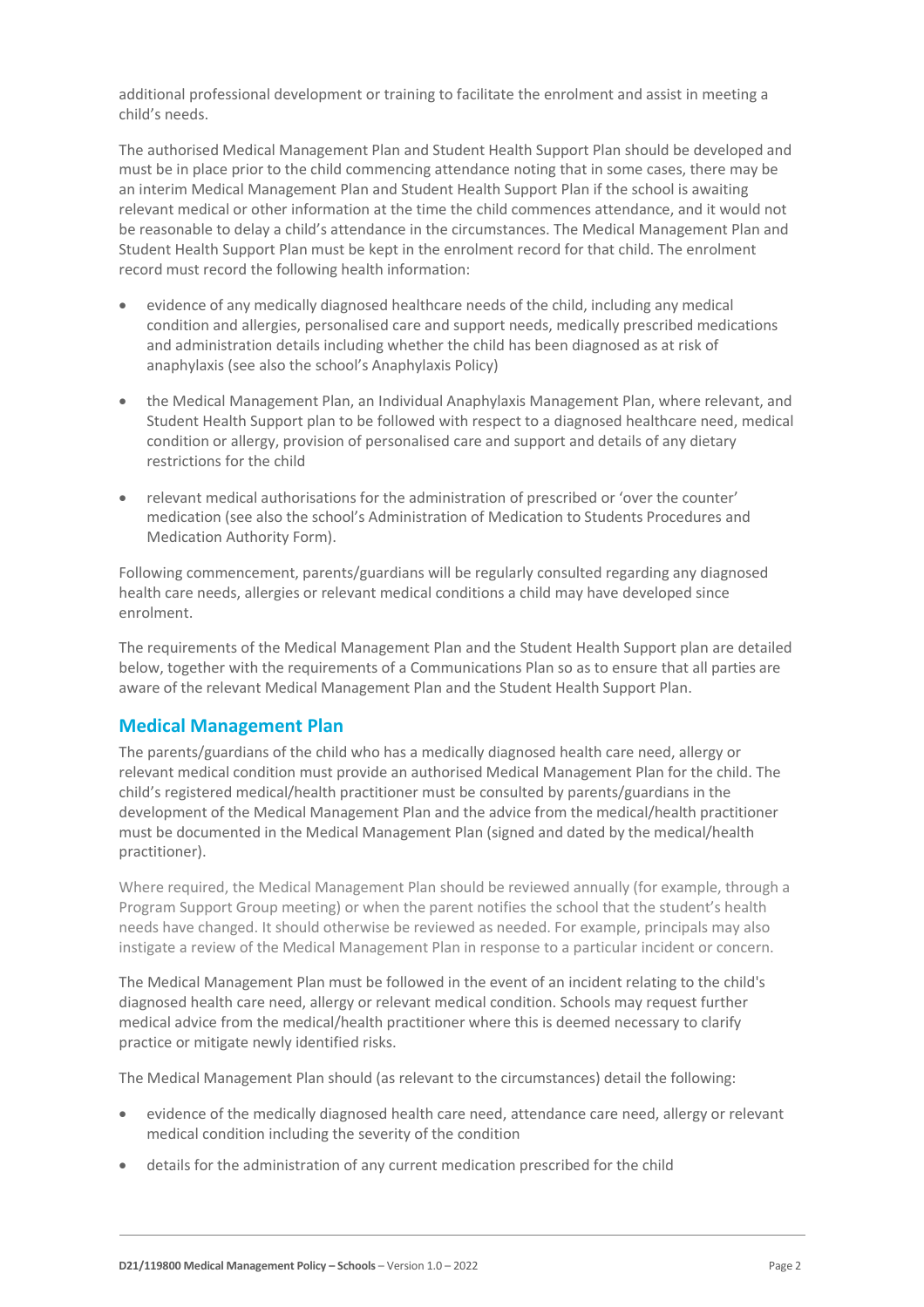additional professional development or training to facilitate the enrolment and assist in meeting a child's needs.

The authorised Medical Management Plan and Student Health Support Plan should be developed and must be in place prior to the child commencing attendance noting that in some cases, there may be an interim Medical Management Plan and Student Health Support Plan if the school is awaiting relevant medical or other information at the time the child commences attendance, and it would not be reasonable to delay a child's attendance in the circumstances. The Medical Management Plan and Student Health Support Plan must be kept in the enrolment record for that child. The enrolment record must record the following health information:

- evidence of any medically diagnosed healthcare needs of the child, including any medical condition and allergies, personalised care and support needs, medically prescribed medications and administration details including whether the child has been diagnosed as at risk of anaphylaxis (see also the school's Anaphylaxis Policy)
- the Medical Management Plan, an Individual Anaphylaxis Management Plan, where relevant, and Student Health Support plan to be followed with respect to a diagnosed healthcare need, medical condition or allergy, provision of personalised care and support and details of any dietary restrictions for the child
- relevant medical authorisations for the administration of prescribed or 'over the counter' medication (see also the school's Administration of Medication to Students Procedures and Medication Authority Form).

Following commencement, parents/guardians will be regularly consulted regarding any diagnosed health care needs, allergies or relevant medical conditions a child may have developed since enrolment.

The requirements of the Medical Management Plan and the Student Health Support plan are detailed below, together with the requirements of a Communications Plan so as to ensure that all parties are aware of the relevant Medical Management Plan and the Student Health Support Plan.

## Medical Management Plan

The parents/guardians of the child who has a medically diagnosed health care need, allergy or relevant medical condition must provide an authorised Medical Management Plan for the child. The child's registered medical/health practitioner must be consulted by parents/guardians in the development of the Medical Management Plan and the advice from the medical/health practitioner must be documented in the Medical Management Plan (signed and dated by the medical/health practitioner).

Where required, the Medical Management Plan should be reviewed annually (for example, through a Program Support Group meeting) or when the parent notifies the school that the student's health needs have changed. It should otherwise be reviewed as needed. For example, principals may also instigate a review of the Medical Management Plan in response to a particular incident or concern.

The Medical Management Plan must be followed in the event of an incident relating to the child's diagnosed health care need, allergy or relevant medical condition. Schools may request further medical advice from the medical/health practitioner where this is deemed necessary to clarify practice or mitigate newly identified risks.

The Medical Management Plan should (as relevant to the circumstances) detail the following:

- evidence of the medically diagnosed health care need, attendance care need, allergy or relevant medical condition including the severity of the condition
- details for the administration of any current medication prescribed for the child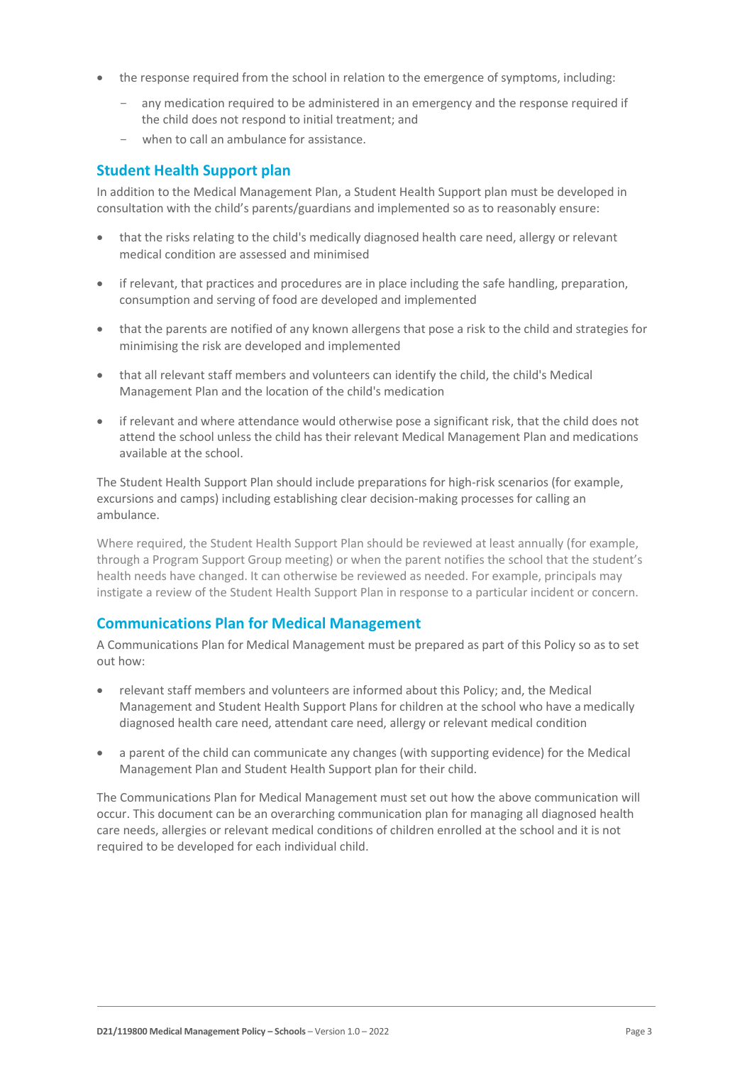- the response required from the school in relation to the emergence of symptoms, including:
  - any medication required to be administered in an emergency and the response required if the child does not respond to initial treatment; and
  - when to call an ambulance for assistance.

## Student Health Support plan

In addition to the Medical Management Plan, a Student Health Support plan must be developed in consultation with the child's parents/guardians and implemented so as to reasonably ensure:

- that the risks relating to the child's medically diagnosed health care need, allergy or relevant medical condition are assessed and minimised
- if relevant, that practices and procedures are in place including the safe handling, preparation, consumption and serving of food are developed and implemented
- that the parents are notified of any known allergens that pose a risk to the child and strategies for minimising the risk are developed and implemented
- that all relevant staff members and volunteers can identify the child, the child's Medical Management Plan and the location of the child's medication
- if relevant and where attendance would otherwise pose a significant risk, that the child does not attend the school unless the child has their relevant Medical Management Plan and medications available at the school.

The Student Health Support Plan should include preparations for high-risk scenarios (for example, excursions and camps) including establishing clear decision-making processes for calling an ambulance.

Where required, the Student Health Support Plan should be reviewed at least annually (for example, through a Program Support Group meeting) or when the parent notifies the school that the student's health needs have changed. It can otherwise be reviewed as needed. For example, principals may instigate a review of the Student Health Support Plan in response to a particular incident or concern.

## Communications Plan for Medical Management

A Communications Plan for Medical Management must be prepared as part of this Policy so as to set out how:

- relevant staff members and volunteers are informed about this Policy; and, the Medical Management and Student Health Support Plans for children at the school who have a medically diagnosed health care need, attendant care need, allergy or relevant medical condition
- a parent of the child can communicate any changes (with supporting evidence) for the Medical Management Plan and Student Health Support plan for their child.

The Communications Plan for Medical Management must set out how the above communication will occur. This document can be an overarching communication plan for managing all diagnosed health care needs, allergies or relevant medical conditions of children enrolled at the school and it is not required to be developed for each individual child.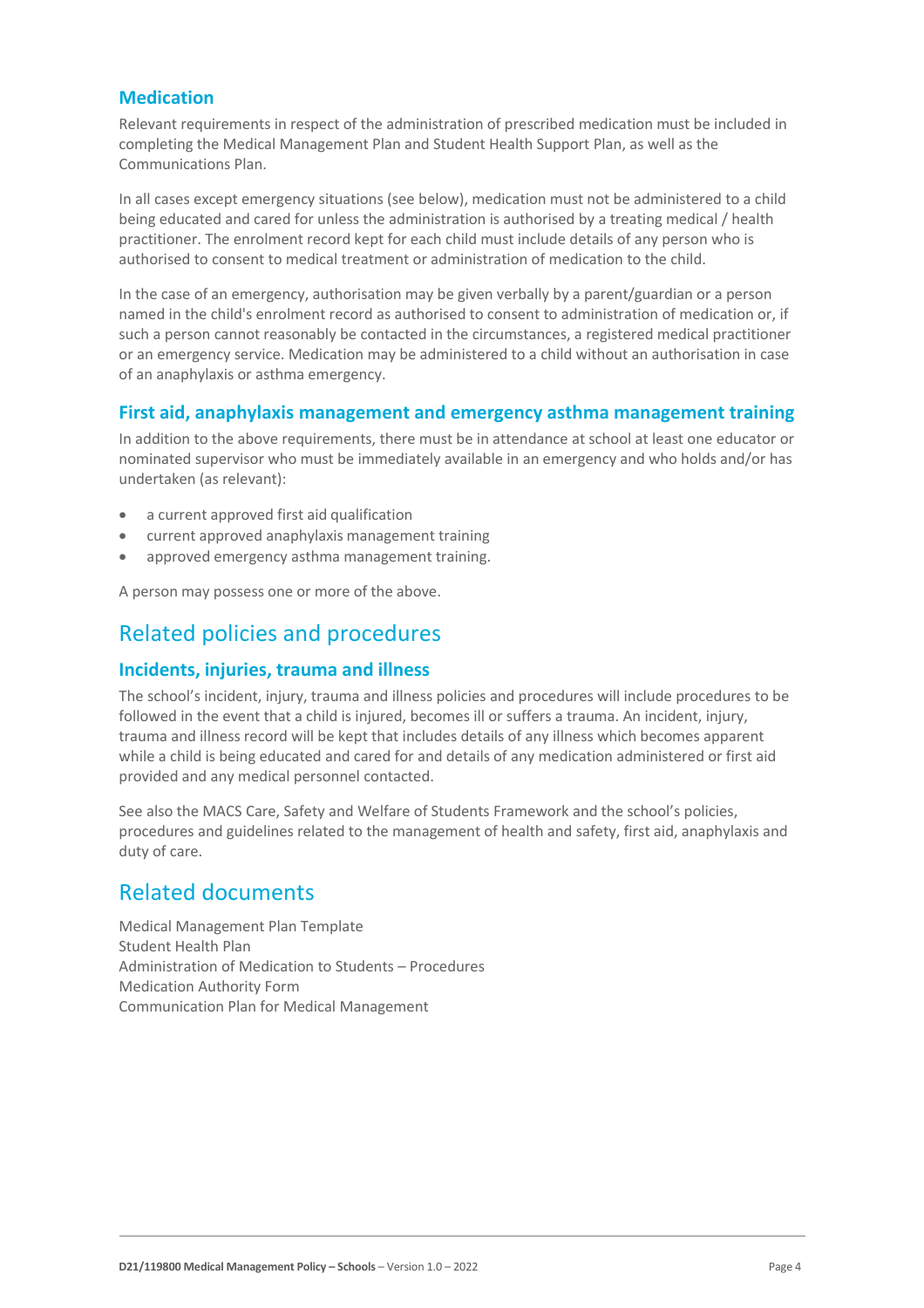### Medication

Relevant requirements in respect of the administration of prescribed medication must be included in completing the Medical Management Plan and Student Health Support Plan, as well as the Communications Plan.

In all cases except emergency situations (see below), medication must not be administered to a child being educated and cared for unless the administration is authorised by a treating medical / health practitioner. The enrolment record kept for each child must include details of any person who is authorised to consent to medical treatment or administration of medication to the child.

In the case of an emergency, authorisation may be given verbally by a parent/guardian or a person named in the child's enrolment record as authorised to consent to administration of medication or, if such a person cannot reasonably be contacted in the circumstances, a registered medical practitioner or an emergency service. Medication may be administered to a child without an authorisation in case of an anaphylaxis or asthma emergency.

### First aid, anaphylaxis management and emergency asthma management training

In addition to the above requirements, there must be in attendance at school at least one educator or nominated supervisor who must be immediately available in an emergency and who holds and/or has undertaken (as relevant):

- a current approved first aid qualification
- current approved anaphylaxis management training
- approved emergency asthma management training.

A person may possess one or more of the above.

## Related policies and procedures

### Incidents, injuries, trauma and illness

The school's incident, injury, trauma and illness policies and procedures will include procedures to be followed in the event that a child is injured, becomes ill or suffers a trauma. An incident, injury, trauma and illness record will be kept that includes details of any illness which becomes apparent while a child is being educated and cared for and details of any medication administered or first aid provided and any medical personnel contacted.

See also the MACS Care, Safety and Welfare of Students Framework and the school's policies, procedures and guidelines related to the management of health and safety, first aid, anaphylaxis and duty of care.

## Related documents

Medical Management Plan Template
Student Health Plan
Administration of Medication to Students – Procedures
Medication Authority Form
Communication Plan for Medical Management